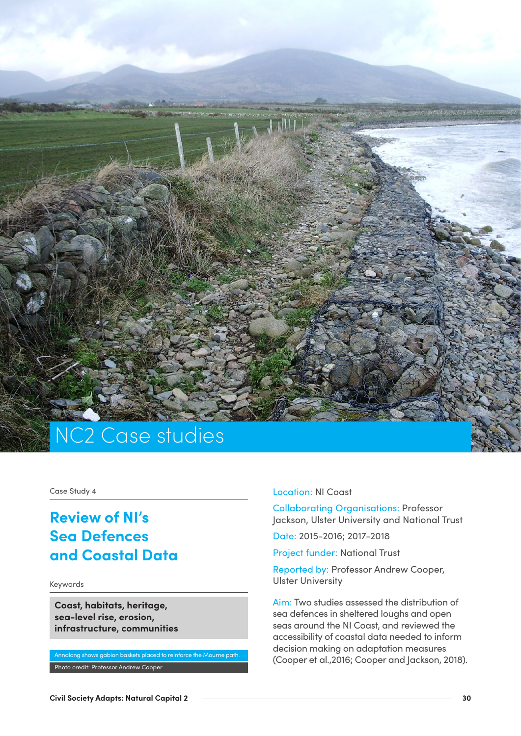# NC2 Case studies

Case Study 4

## Review of NI's Sea Defences and Coastal Data

Keywords

**Coast, habitats, heritage, sea-level rise, erosion, infrastructure, communities**

Annalong shows gabion baskets placed to reinforce the Mourne path.

Photo credit: Professor Andrew Cooper

Location: NI Coast

Collaborating Organisations: Professor Jackson, Ulster University and National Trust

Date: 2015-2016; 2017-2018

Project funder: National Trust

Reported by: Professor Andrew Cooper, Ulster University

Aim: Two studies assessed the distribution of sea defences in sheltered loughs and open seas around the NI Coast, and reviewed the accessibility of coastal data needed to inform decision making on adaptation measures (Cooper et al.,2016; Cooper and Jackson, 2018).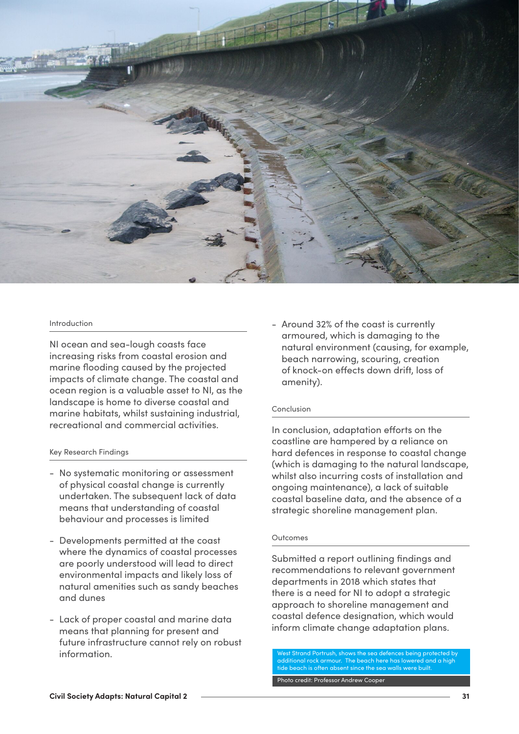## Introduction

NI ocean and sea-lough coasts face increasing risks from coastal erosion and marine flooding caused by the projected impacts of climate change. The coastal and ocean region is a valuable asset to NI, as the landscape is home to diverse coastal and marine habitats, whilst sustaining industrial, recreational and commercial activities.

## Key Research Findings

- No systematic monitoring or assessment of physical coastal change is currently undertaken. The subsequent lack of data means that understanding of coastal behaviour and processes is limited
- Developments permitted at the coast where the dynamics of coastal processes are poorly understood will lead to direct environmental impacts and likely loss of natural amenities such as sandy beaches and dunes
- Lack of proper coastal and marine data means that planning for present and future infrastructure cannot rely on robust information.
- Around 32% of the coast is currently armoured, which is damaging to the natural environment (causing, for example, beach narrowing, scouring, creation of knock-on effects down drift, loss of amenity).

## Conclusion

In conclusion, adaptation efforts on the coastline are hampered by a reliance on hard defences in response to coastal change (which is damaging to the natural landscape, whilst also incurring costs of installation and ongoing maintenance), a lack of suitable coastal baseline data, and the absence of a strategic shoreline management plan.

## Outcomes

Submitted a report outlining findings and recommendations to relevant government departments in 2018 which states that there is a need for NI to adopt a strategic approach to shoreline management and coastal defence designation, which would inform climate change adaptation plans.

West Strand Portrush, shows the sea defences being protected by additional rock armour. The beach here has lowered and a high tide beach is often absent since the sea walls were built.

Photo credit: Professor Andrew Cooper